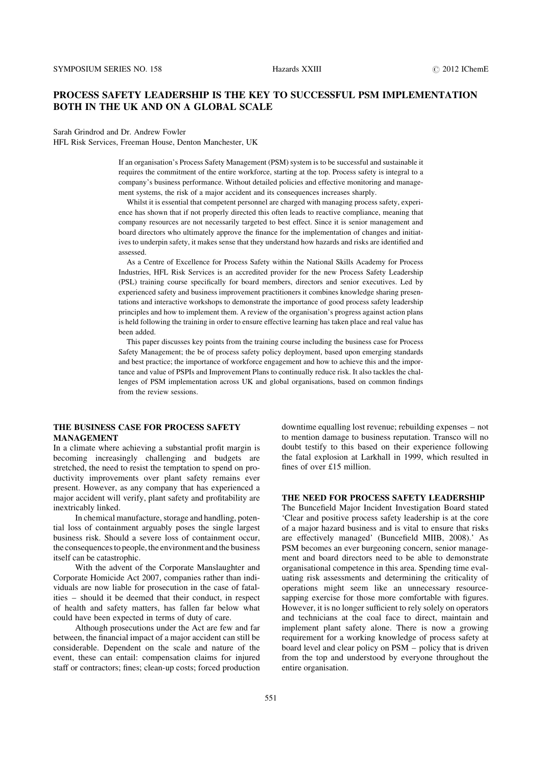# PROCESS SAFETY LEADERSHIP IS THE KEY TO SUCCESSFUL PSM IMPLEMENTATION BOTH IN THE UK AND ON A GLOBAL SCALE

Sarah Grindrod and Dr. Andrew Fowler
HFL Risk Services, Freeman House, Denton Manchester, UK

If an organisation's Process Safety Management (PSM) system is to be successful and sustainable it requires the commitment of the entire workforce, starting at the top. Process safety is integral to a company's business performance. Without detailed policies and effective monitoring and management systems, the risk of a major accident and its consequences increases sharply.

Whilst it is essential that competent personnel are charged with managing process safety, experience has shown that if not properly directed this often leads to reactive compliance, meaning that company resources are not necessarily targeted to best effect. Since it is senior management and board directors who ultimately approve the finance for the implementation of changes and initiatives to underpin safety, it makes sense that they understand how hazards and risks are identified and assessed.

As a Centre of Excellence for Process Safety within the National Skills Academy for Process Industries, HFL Risk Services is an accredited provider for the new Process Safety Leadership (PSL) training course specifically for board members, directors and senior executives. Led by experienced safety and business improvement practitioners it combines knowledge sharing presentations and interactive workshops to demonstrate the importance of good process safety leadership principles and how to implement them. A review of the organisation's progress against action plans is held following the training in order to ensure effective learning has taken place and real value has been added.

This paper discusses key points from the training course including the business case for Process Safety Management; the be of process safety policy deployment, based upon emerging standards and best practice; the importance of workforce engagement and how to achieve this and the importance and value of PSPIs and Improvement Plans to continually reduce risk. It also tackles the challenges of PSM implementation across UK and global organisations, based on common findings from the review sessions.

## THE BUSINESS CASE FOR PROCESS SAFETY MANAGEMENT

In a climate where achieving a substantial profit margin is becoming increasingly challenging and budgets are stretched, the need to resist the temptation to spend on productivity improvements over plant safety remains ever present. However, as any company that has experienced a major accident will verify, plant safety and profitability are inextricably linked.

In chemical manufacture, storage and handling, potential loss of containment arguably poses the single largest business risk. Should a severe loss of containment occur, the consequences to people, the environment and the business itself can be catastrophic.

With the advent of the Corporate Manslaughter and Corporate Homicide Act 2007, companies rather than individuals are now liable for prosecution in the case of fatalities – should it be deemed that their conduct, in respect of health and safety matters, has fallen far below what could have been expected in terms of duty of care.

Although prosecutions under the Act are few and far between, the financial impact of a major accident can still be considerable. Dependent on the scale and nature of the event, these can entail: compensation claims for injured staff or contractors; fines; clean-up costs; forced production downtime equalling lost revenue; rebuilding expenses – not to mention damage to business reputation. Transco will no doubt testify to this based on their experience following the fatal explosion at Larkhall in 1999, which resulted in fines of over £15 million.

## THE NEED FOR PROCESS SAFETY LEADERSHIP

The Buncefield Major Incident Investigation Board stated 'Clear and positive process safety leadership is at the core of a major hazard business and is vital to ensure that risks are effectively managed' (Buncefield MIIB, 2008).' As PSM becomes an ever burgeoning concern, senior management and board directors need to be able to demonstrate organisational competence in this area. Spending time evaluating risk assessments and determining the criticality of operations might seem like an unnecessary resource-sapping exercise for those more comfortable with figures. However, it is no longer sufficient to rely solely on operators and technicians at the coal face to direct, maintain and implement plant safety alone. There is now a growing requirement for a working knowledge of process safety at board level and clear policy on PSM – policy that is driven from the top and understood by everyone throughout the entire organisation.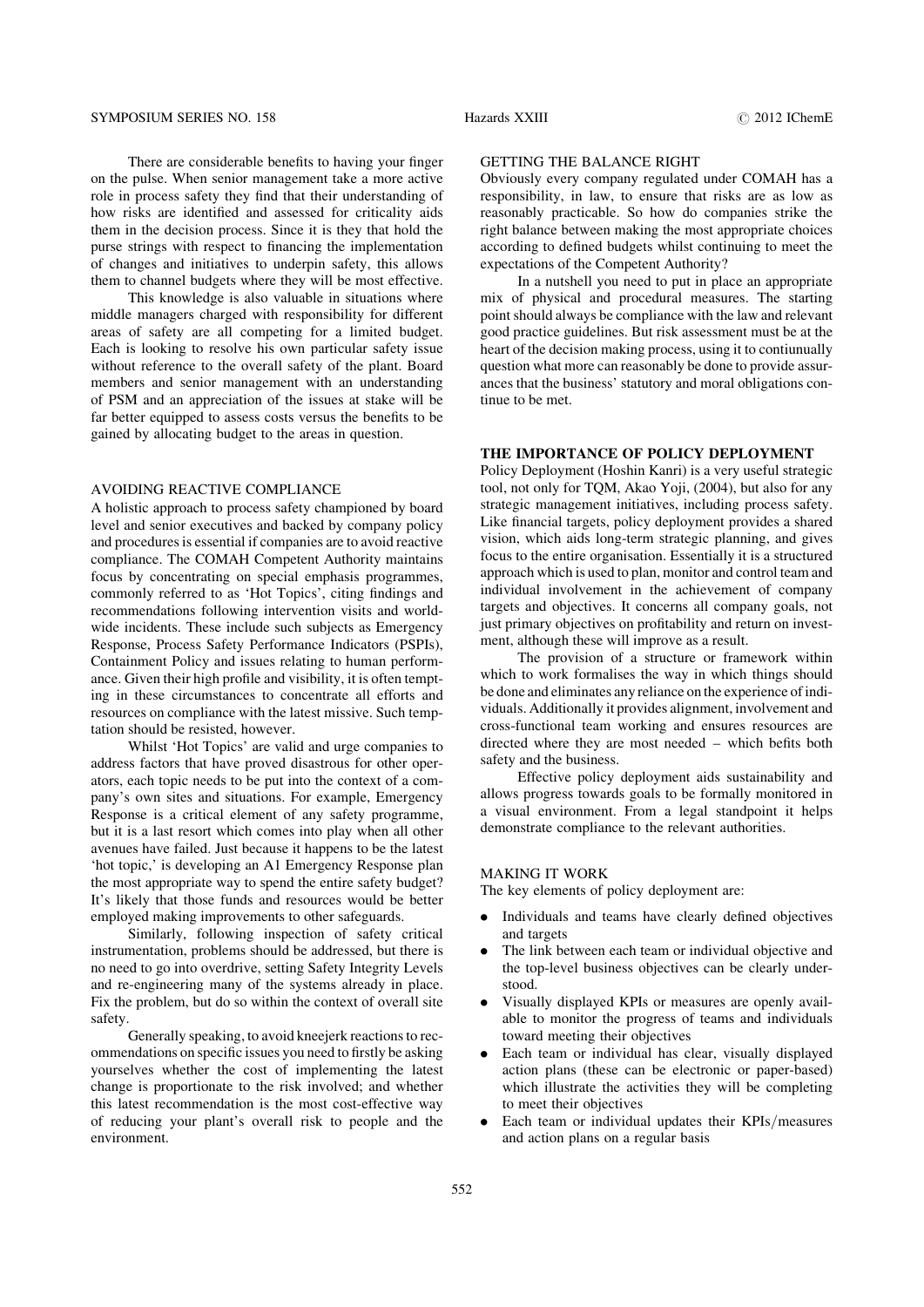There are considerable benefits to having your finger on the pulse. When senior management take a more active role in process safety they find that their understanding of how risks are identified and assessed for criticality aids them in the decision process. Since it is they that hold the purse strings with respect to financing the implementation of changes and initiatives to underpin safety, this allows them to channel budgets where they will be most effective.

This knowledge is also valuable in situations where middle managers charged with responsibility for different areas of safety are all competing for a limited budget. Each is looking to resolve his own particular safety issue without reference to the overall safety of the plant. Board members and senior management with an understanding of PSM and an appreciation of the issues at stake will be far better equipped to assess costs versus the benefits to be gained by allocating budget to the areas in question.

## AVOIDING REACTIVE COMPLIANCE

A holistic approach to process safety championed by board level and senior executives and backed by company policy and procedures is essential if companies are to avoid reactive compliance. The COMAH Competent Authority maintains focus by concentrating on special emphasis programmes, commonly referred to as 'Hot Topics', citing findings and recommendations following intervention visits and worldwide incidents. These include such subjects as Emergency Response, Process Safety Performance Indicators (PSPIs), Containment Policy and issues relating to human performance. Given their high profile and visibility, it is often tempting in these circumstances to concentrate all efforts and resources on compliance with the latest missive. Such temptation should be resisted, however.

Whilst 'Hot Topics' are valid and urge companies to address factors that have proved disastrous for other operators, each topic needs to be put into the context of a company's own sites and situations. For example, Emergency Response is a critical element of any safety programme, but it is a last resort which comes into play when all other avenues have failed. Just because it happens to be the latest 'hot topic,' is developing an A1 Emergency Response plan the most appropriate way to spend the entire safety budget? It's likely that those funds and resources would be better employed making improvements to other safeguards.

Similarly, following inspection of safety critical instrumentation, problems should be addressed, but there is no need to go into overdrive, setting Safety Integrity Levels and re-engineering many of the systems already in place. Fix the problem, but do so within the context of overall site safety.

Generally speaking, to avoid kneejerk reactions to recommendations on specific issues you need to firstly be asking yourselves whether the cost of implementing the latest change is proportionate to the risk involved; and whether this latest recommendation is the most cost-effective way of reducing your plant's overall risk to people and the environment.

## GETTING THE BALANCE RIGHT

Obviously every company regulated under COMAH has a responsibility, in law, to ensure that risks are as low as reasonably practicable. So how do companies strike the right balance between making the most appropriate choices according to defined budgets whilst continuing to meet the expectations of the Competent Authority?

In a nutshell you need to put in place an appropriate mix of physical and procedural measures. The starting point should always be compliance with the law and relevant good practice guidelines. But risk assessment must be at the heart of the decision making process, using it to contiunually question what more can reasonably be done to provide assurances that the business' statutory and moral obligations continue to be met.

## THE IMPORTANCE OF POLICY DEPLOYMENT

Policy Deployment (Hoshin Kanri) is a very useful strategic tool, not only for TQM, Akao Yoji, (2004), but also for any strategic management initiatives, including process safety. Like financial targets, policy deployment provides a shared vision, which aids long-term strategic planning, and gives focus to the entire organisation. Essentially it is a structured approach which is used to plan, monitor and control team and individual involvement in the achievement of company targets and objectives. It concerns all company goals, not just primary objectives on profitability and return on investment, although these will improve as a result.

The provision of a structure or framework within which to work formalises the way in which things should be done and eliminates any reliance on the experience of individuals. Additionally it provides alignment, involvement and cross-functional team working and ensures resources are directed where they are most needed – which befits both safety and the business.

Effective policy deployment aids sustainability and allows progress towards goals to be formally monitored in a visual environment. From a legal standpoint it helps demonstrate compliance to the relevant authorities.

## MAKING IT WORK

The key elements of policy deployment are:

- Individuals and teams have clearly defined objectives and targets
- The link between each team or individual objective and the top-level business objectives can be clearly understood.
- Visually displayed KPIs or measures are openly available to monitor the progress of teams and individuals toward meeting their objectives
- Each team or individual has clear, visually displayed action plans (these can be electronic or paper-based) which illustrate the activities they will be completing to meet their objectives
- Each team or individual updates their KPIs/measures and action plans on a regular basis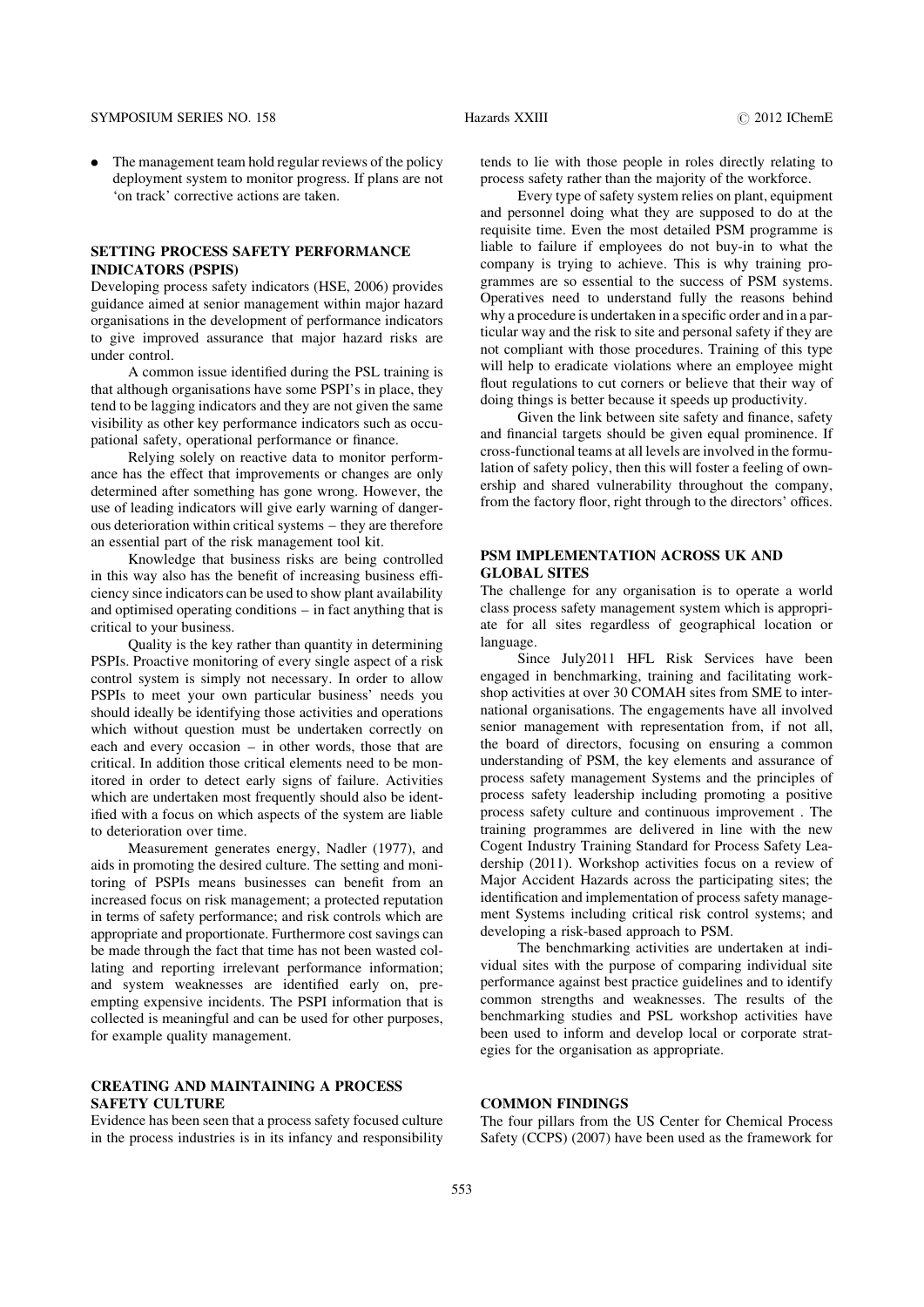- The management team hold regular reviews of the policy deployment system to monitor progress. If plans are not 'on track' corrective actions are taken.

## SETTING PROCESS SAFETY PERFORMANCE INDICATORS (PSPIS)

Developing process safety indicators (HSE, 2006) provides guidance aimed at senior management within major hazard organisations in the development of performance indicators to give improved assurance that major hazard risks are under control.

A common issue identified during the PSL training is that although organisations have some PSPI's in place, they tend to be lagging indicators and they are not given the same visibility as other key performance indicators such as occupational safety, operational performance or finance.

Relying solely on reactive data to monitor performance has the effect that improvements or changes are only determined after something has gone wrong. However, the use of leading indicators will give early warning of dangerous deterioration within critical systems – they are therefore an essential part of the risk management tool kit.

Knowledge that business risks are being controlled in this way also has the benefit of increasing business efficiency since indicators can be used to show plant availability and optimised operating conditions – in fact anything that is critical to your business.

Quality is the key rather than quantity in determining PSPIs. Proactive monitoring of every single aspect of a risk control system is simply not necessary. In order to allow PSPIs to meet your own particular business' needs you should ideally be identifying those activities and operations which without question must be undertaken correctly on each and every occasion – in other words, those that are critical. In addition those critical elements need to be monitored in order to detect early signs of failure. Activities which are undertaken most frequently should also be identified with a focus on which aspects of the system are liable to deterioration over time.

Measurement generates energy, Nadler (1977), and aids in promoting the desired culture. The setting and monitoring of PSPIs means businesses can benefit from an increased focus on risk management; a protected reputation in terms of safety performance; and risk controls which are appropriate and proportionate. Furthermore cost savings can be made through the fact that time has not been wasted collating and reporting irrelevant performance information; and system weaknesses are identified early on, pre-empting expensive incidents. The PSPI information that is collected is meaningful and can be used for other purposes, for example quality management.

## CREATING AND MAINTAINING A PROCESS SAFETY CULTURE

Evidence has been seen that a process safety focused culture in the process industries is in its infancy and responsibility tends to lie with those people in roles directly relating to process safety rather than the majority of the workforce.

Every type of safety system relies on plant, equipment and personnel doing what they are supposed to do at the requisite time. Even the most detailed PSM programme is liable to failure if employees do not buy-in to what the company is trying to achieve. This is why training programmes are so essential to the success of PSM systems. Operatives need to understand fully the reasons behind why a procedure is undertaken in a specific order and in a particular way and the risk to site and personal safety if they are not compliant with those procedures. Training of this type will help to eradicate violations where an employee might flout regulations to cut corners or believe that their way of doing things is better because it speeds up productivity.

Given the link between site safety and finance, safety and financial targets should be given equal prominence. If cross-functional teams at all levels are involved in the formulation of safety policy, then this will foster a feeling of ownership and shared vulnerability throughout the company, from the factory floor, right through to the directors' offices.

## PSM IMPLEMENTATION ACROSS UK AND GLOBAL SITES

The challenge for any organisation is to operate a world class process safety management system which is appropriate for all sites regardless of geographical location or language.

Since July2011 HFL Risk Services have been engaged in benchmarking, training and facilitating workshop activities at over 30 COMAH sites from SME to international organisations. The engagements have all involved senior management with representation from, if not all, the board of directors, focusing on ensuring a common understanding of PSM, the key elements and assurance of process safety management Systems and the principles of process safety leadership including promoting a positive process safety culture and continuous improvement . The training programmes are delivered in line with the new Cogent Industry Training Standard for Process Safety Leadership (2011). Workshop activities focus on a review of Major Accident Hazards across the participating sites; the identification and implementation of process safety management Systems including critical risk control systems; and developing a risk-based approach to PSM.

The benchmarking activities are undertaken at individual sites with the purpose of comparing individual site performance against best practice guidelines and to identify common strengths and weaknesses. The results of the benchmarking studies and PSL workshop activities have been used to inform and develop local or corporate strategies for the organisation as appropriate.

## COMMON FINDINGS

The four pillars from the US Center for Chemical Process Safety (CCPS) (2007) have been used as the framework for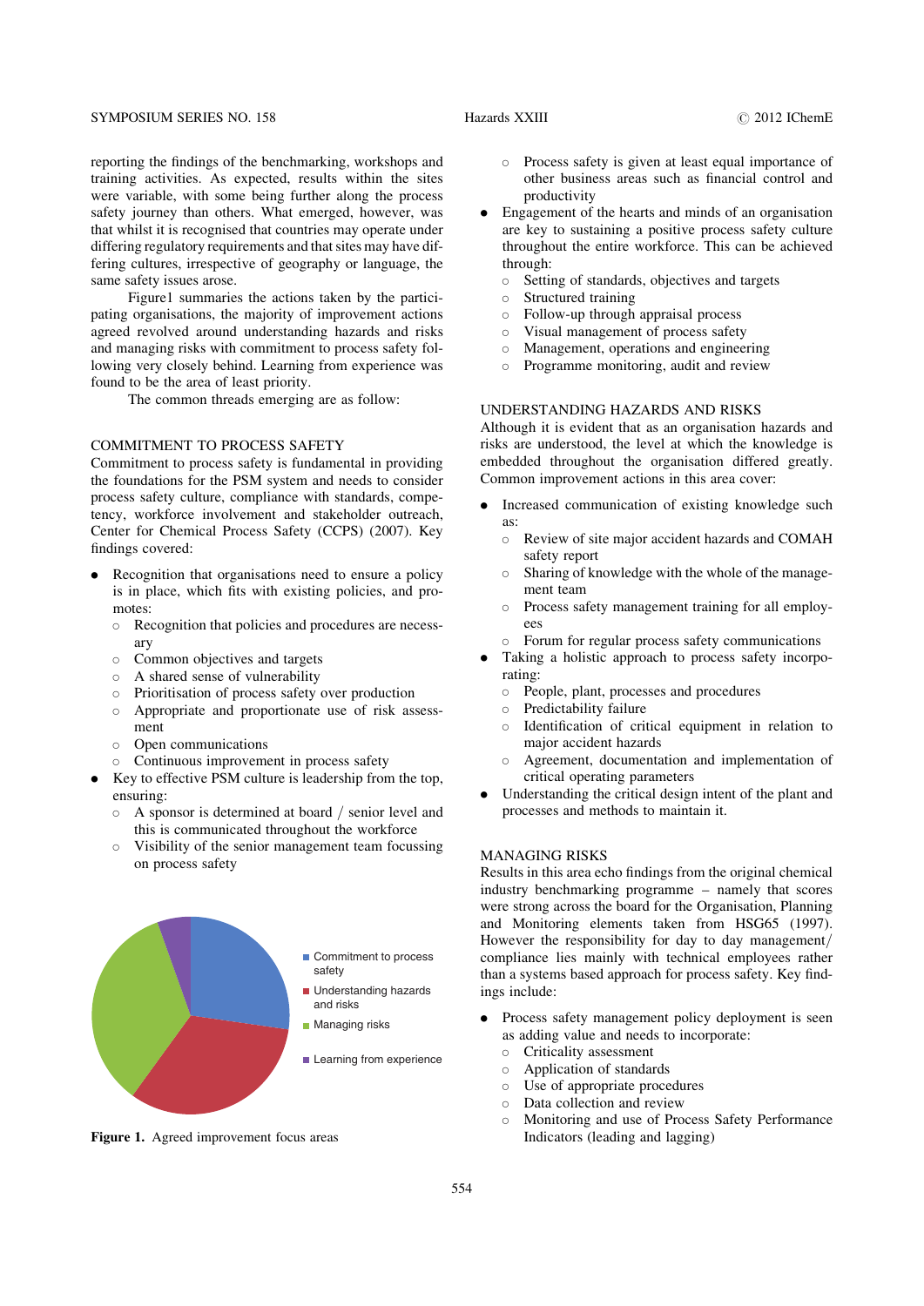reporting the findings of the benchmarking, workshops and training activities. As expected, results within the sites were variable, with some being further along the process safety journey than others. What emerged, however, was that whilst it is recognised that countries may operate under differing regulatory requirements and that sites may have differing cultures, irrespective of geography or language, the same safety issues arose.

Figure1 summaries the actions taken by the participating organisations, the majority of improvement actions agreed revolved around understanding hazards and risks and managing risks with commitment to process safety following very closely behind. Learning from experience was found to be the area of least priority.

The common threads emerging are as follow:

## COMMITMENT TO PROCESS SAFETY

Commitment to process safety is fundamental in providing the foundations for the PSM system and needs to consider process safety culture, compliance with standards, competency, workforce involvement and stakeholder outreach, Center for Chemical Process Safety (CCPS) (2007). Key findings covered:

- Recognition that organisations need to ensure a policy is in place, which fits with existing policies, and promotes:
  - Recognition that policies and procedures are necessary
  - Common objectives and targets
  - A shared sense of vulnerability
  - Prioritisation of process safety over production
  - Appropriate and proportionate use of risk assessment
  - Open communications
  - Continuous improvement in process safety
- Key to effective PSM culture is leadership from the top, ensuring:
  - A sponsor is determined at board / senior level and this is communicated throughout the workforce
  - Visibility of the senior management team focussing on process safety

- Commitment to process safety
- Understanding hazards and risks
- Managing risks
- Learning from experience

**Figure 1.** Agreed improvement focus areas

  - Process safety is given at least equal importance of other business areas such as financial control and productivity
- Engagement of the hearts and minds of an organisation are key to sustaining a positive process safety culture throughout the entire workforce. This can be achieved through:
  - Setting of standards, objectives and targets
  - Structured training
  - Follow-up through appraisal process
  - Visual management of process safety
  - Management, operations and engineering
  - Programme monitoring, audit and review

## UNDERSTANDING HAZARDS AND RISKS

Although it is evident that as an organisation hazards and risks are understood, the level at which the knowledge is embedded throughout the organisation differed greatly. Common improvement actions in this area cover:

- Increased communication of existing knowledge such as:
  - Review of site major accident hazards and COMAH safety report
  - Sharing of knowledge with the whole of the management team
  - Process safety management training for all employees
  - Forum for regular process safety communications
- Taking a holistic approach to process safety incorporating:
  - People, plant, processes and procedures
  - Predictability failure
  - Identification of critical equipment in relation to major accident hazards
  - Agreement, documentation and implementation of critical operating parameters
- Understanding the critical design intent of the plant and processes and methods to maintain it.

## MANAGING RISKS

Results in this area echo findings from the original chemical industry benchmarking programme – namely that scores were strong across the board for the Organisation, Planning and Monitoring elements taken from HSG65 (1997). However the responsibility for day to day management/ compliance lies mainly with technical employees rather than a systems based approach for process safety. Key findings include:

- Process safety management policy deployment is seen as adding value and needs to incorporate:
  - Criticality assessment
  - Application of standards
  - Use of appropriate procedures
  - Data collection and review
  - Monitoring and use of Process Safety Performance Indicators (leading and lagging)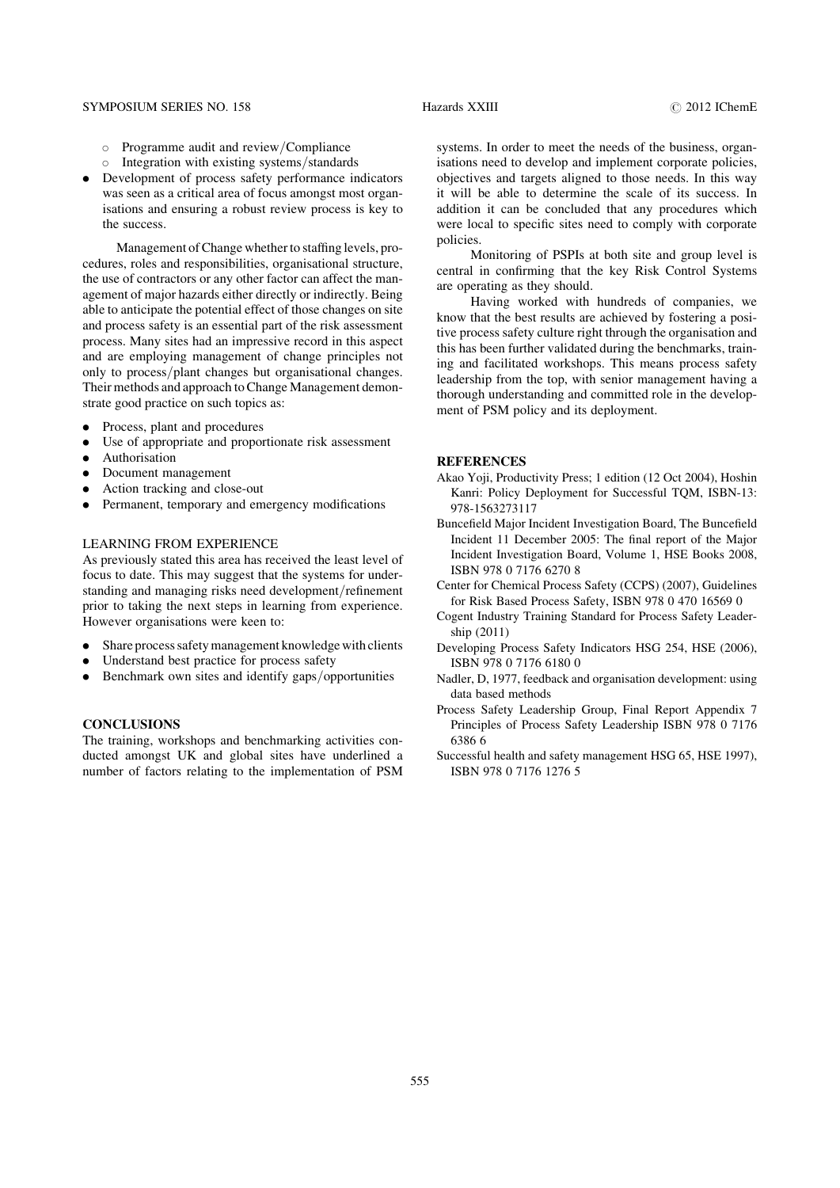- Programme audit and review/Compliance
  - Integration with existing systems/standards
- Development of process safety performance indicators was seen as a critical area of focus amongst most organisations and ensuring a robust review process is key to the success.

Management of Change whether to staffing levels, procedures, roles and responsibilities, organisational structure, the use of contractors or any other factor can affect the management of major hazards either directly or indirectly. Being able to anticipate the potential effect of those changes on site and process safety is an essential part of the risk assessment process. Many sites had an impressive record in this aspect and are employing management of change principles not only to process/plant changes but organisational changes. Their methods and approach to Change Management demonstrate good practice on such topics as:

- Process, plant and procedures
- Use of appropriate and proportionate risk assessment
- Authorisation
- Document management
- Action tracking and close-out
- Permanent, temporary and emergency modifications

### LEARNING FROM EXPERIENCE

As previously stated this area has received the least level of focus to date. This may suggest that the systems for understanding and managing risks need development/refinement prior to taking the next steps in learning from experience. However organisations were keen to:

- Share process safety management knowledge with clients
- Understand best practice for process safety
- Benchmark own sites and identify gaps/opportunities

## CONCLUSIONS

The training, workshops and benchmarking activities conducted amongst UK and global sites have underlined a number of factors relating to the implementation of PSM systems. In order to meet the needs of the business, organisations need to develop and implement corporate policies, objectives and targets aligned to those needs. In this way it will be able to determine the scale of its success. In addition it can be concluded that any procedures which were local to specific sites need to comply with corporate policies.

Monitoring of PSPIs at both site and group level is central in confirming that the key Risk Control Systems are operating as they should.

Having worked with hundreds of companies, we know that the best results are achieved by fostering a positive process safety culture right through the organisation and this has been further validated during the benchmarks, training and facilitated workshops. This means process safety leadership from the top, with senior management having a thorough understanding and committed role in the development of PSM policy and its deployment.

## REFERENCES

Akao Yoji, Productivity Press; 1 edition (12 Oct 2004), Hoshin Kanri: Policy Deployment for Successful TQM, ISBN-13: 978-1563273117

Buncefield Major Incident Investigation Board, The Buncefield Incident 11 December 2005: The final report of the Major Incident Investigation Board, Volume 1, HSE Books 2008, ISBN 978 0 7176 6270 8

Center for Chemical Process Safety (CCPS) (2007), Guidelines for Risk Based Process Safety, ISBN 978 0 470 16569 0

Cogent Industry Training Standard for Process Safety Leadership (2011)

Developing Process Safety Indicators HSG 254, HSE (2006), ISBN 978 0 7176 6180 0

Nadler, D, 1977, feedback and organisation development: using data based methods

Process Safety Leadership Group, Final Report Appendix 7 Principles of Process Safety Leadership ISBN 978 0 7176 6386 6

Successful health and safety management HSG 65, HSE 1997), ISBN 978 0 7176 1276 5